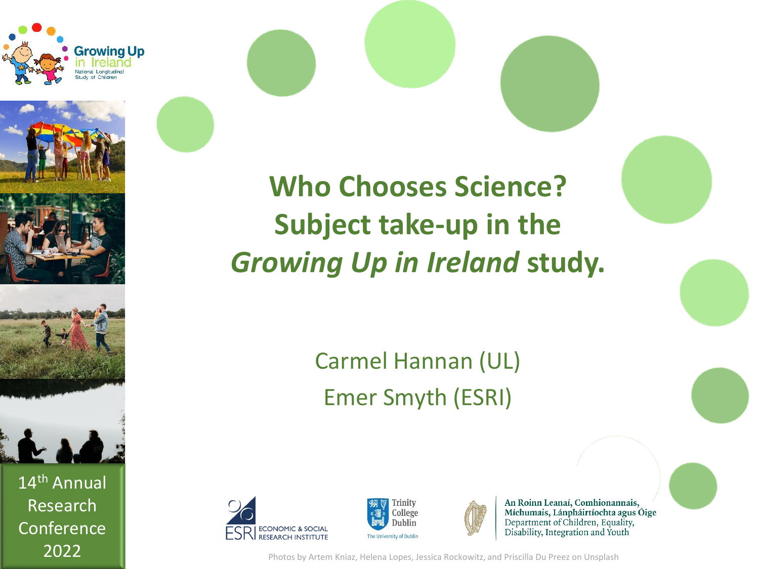Growing Up in Ireland

National Longitudinal Study of Children

# Who Chooses Science? Subject take-up in the *Growing Up in Ireland* study.

Carmel Hannan (UL)

Emer Smyth (ESRI)

14th Annual Research Conference 2022

ESRI ECONOMIC & SOCIAL RESEARCH INSTITUTE

Trinity College Dublin
The University of Dublin

An Roinn Leanaí, Comhionannais, Míchumais, Lánpháirtíochta agus Óige
Department of Children, Equality, Disability, Integration and Youth

Photos by Artem Kniaz, Helena Lopes, Jessica Rockowitz, and Priscilla Du Preez on Unsplash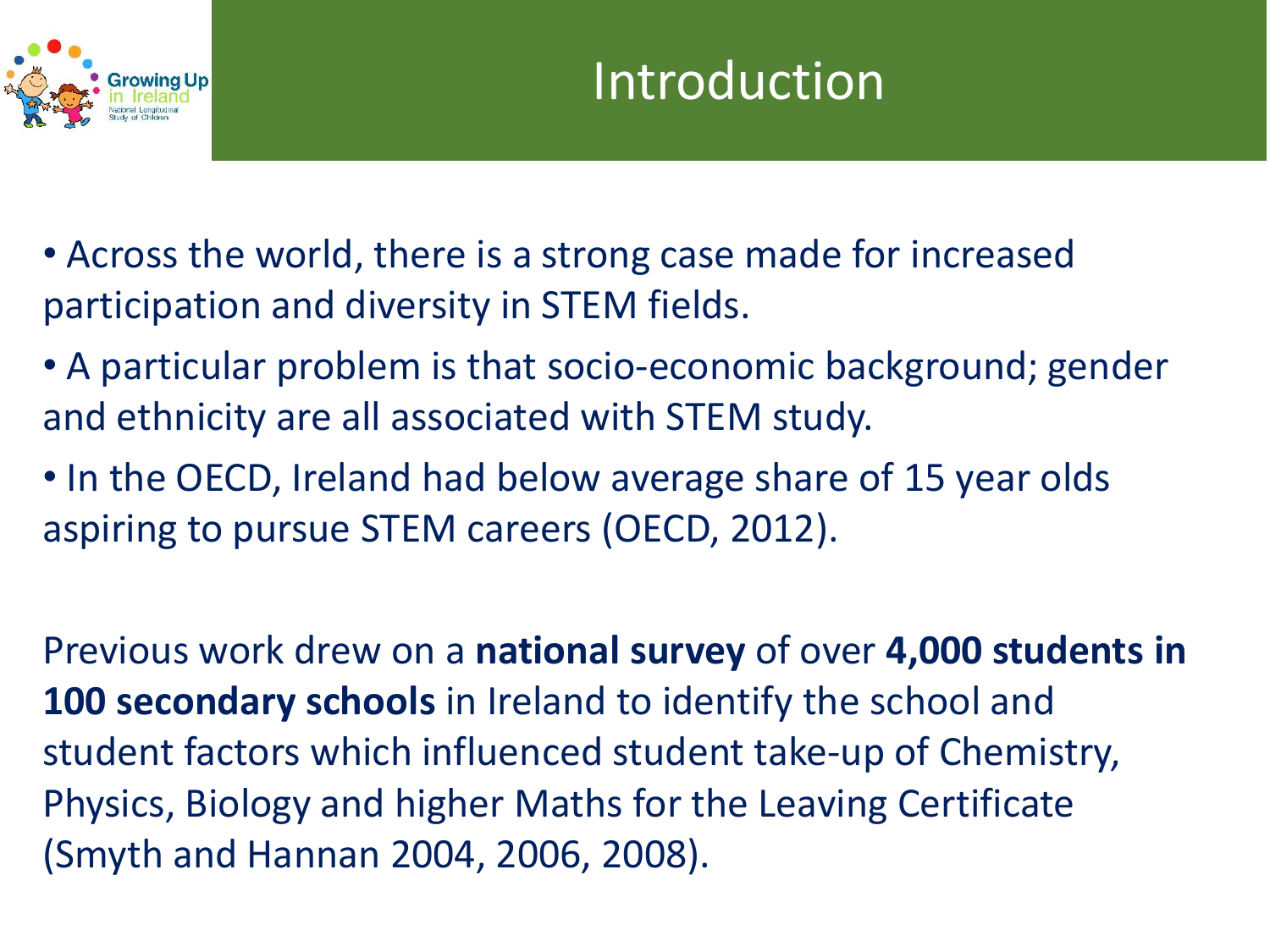# Introduction

- Across the world, there is a strong case made for increased participation and diversity in STEM fields.
- A particular problem is that socio-economic background; gender and ethnicity are all associated with STEM study.
- In the OECD, Ireland had below average share of 15 year olds aspiring to pursue STEM careers (OECD, 2012).

Previous work drew on a **national survey** of over **4,000 students in 100 secondary schools** in Ireland to identify the school and student factors which influenced student take-up of Chemistry, Physics, Biology and higher Maths for the Leaving Certificate (Smyth and Hannan 2004, 2006, 2008).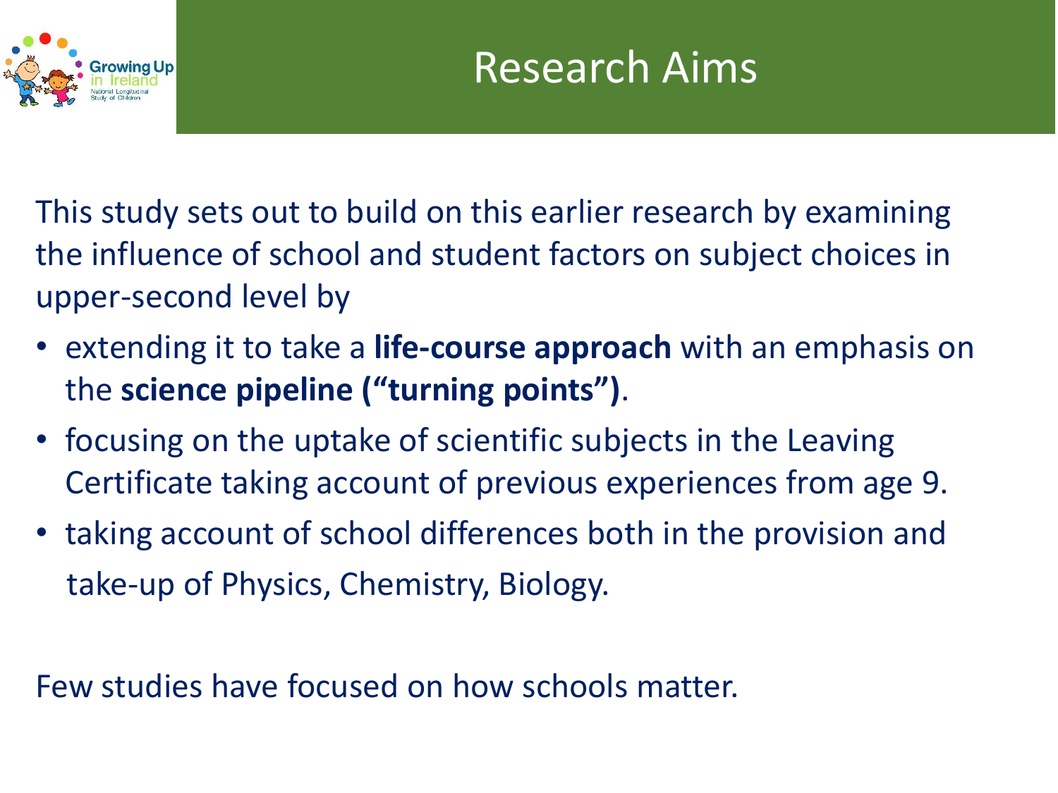# Research Aims

This study sets out to build on this earlier research by examining the influence of school and student factors on subject choices in upper-second level by

- extending it to take a **life-course approach** with an emphasis on the **science pipeline ("turning points")**.
- focusing on the uptake of scientific subjects in the Leaving Certificate taking account of previous experiences from age 9.
- taking account of school differences both in the provision and take-up of Physics, Chemistry, Biology.

Few studies have focused on how schools matter.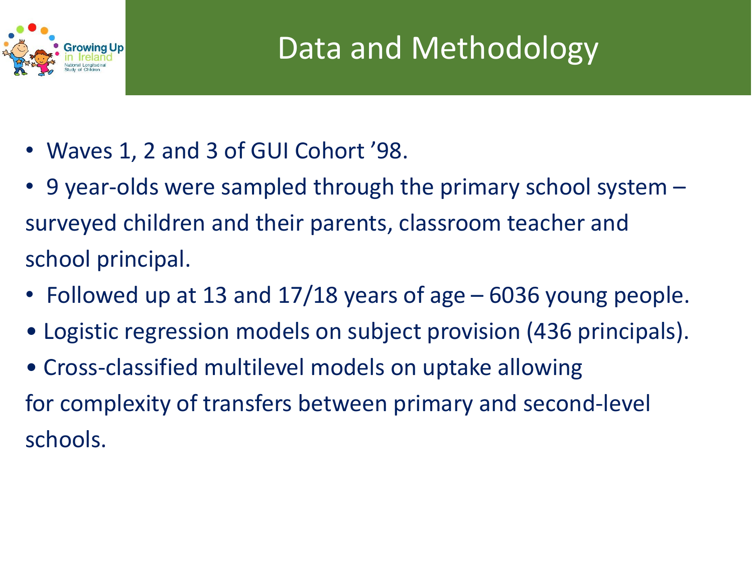# Data and Methodology

- Waves 1, 2 and 3 of GUI Cohort ’98.
- 9 year-olds were sampled through the primary school system – surveyed children and their parents, classroom teacher and school principal.
- Followed up at 13 and 17/18 years of age – 6036 young people.
- Logistic regression models on subject provision (436 principals).
- Cross-classified multilevel models on uptake allowing for complexity of transfers between primary and second-level schools.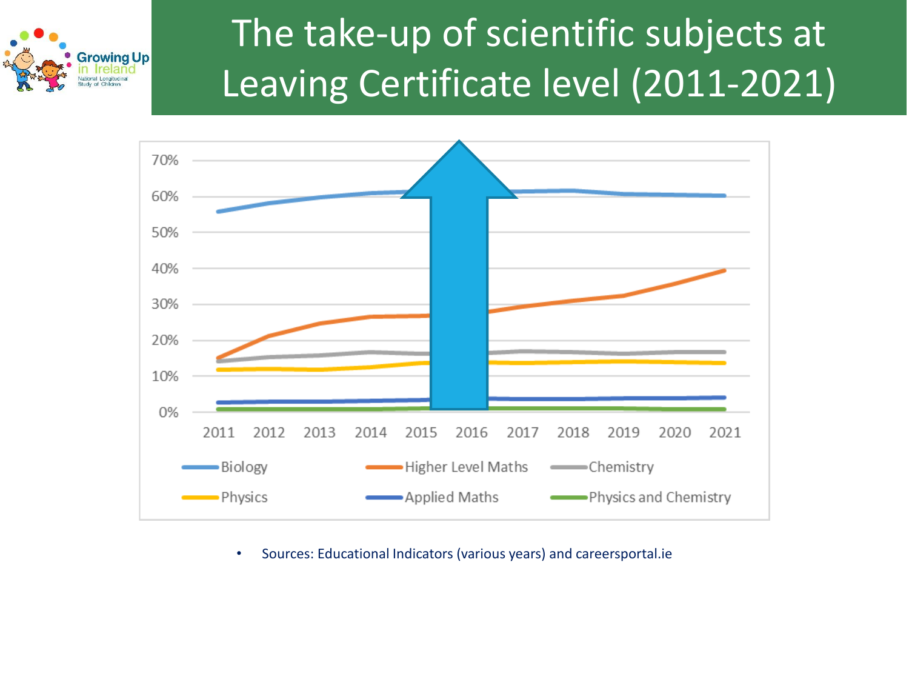# The take-up of scientific subjects at Leaving Certificate level (2011-2021)

- Sources: Educational Indicators (various years) and careersportal.ie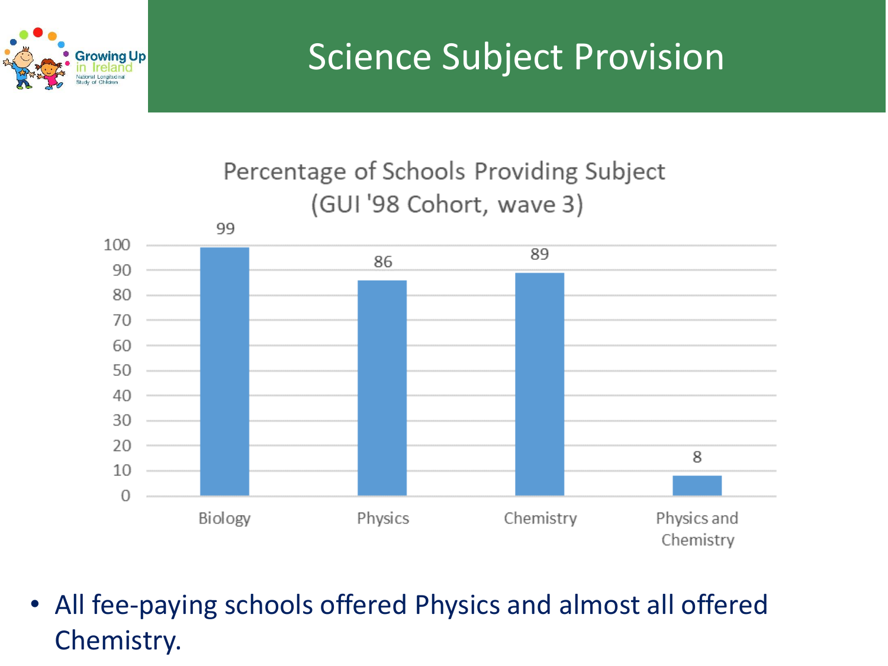# Science Subject Provision

**Percentage of Schools Providing Subject (GUI '98 Cohort, wave 3)**

| Subject | Percentage |
| --- | --- |
| Biology | 99 |
| Physics | 86 |
| Chemistry | 89 |
| Physics and Chemistry | 8 |

- All fee-paying schools offered Physics and almost all offered Chemistry.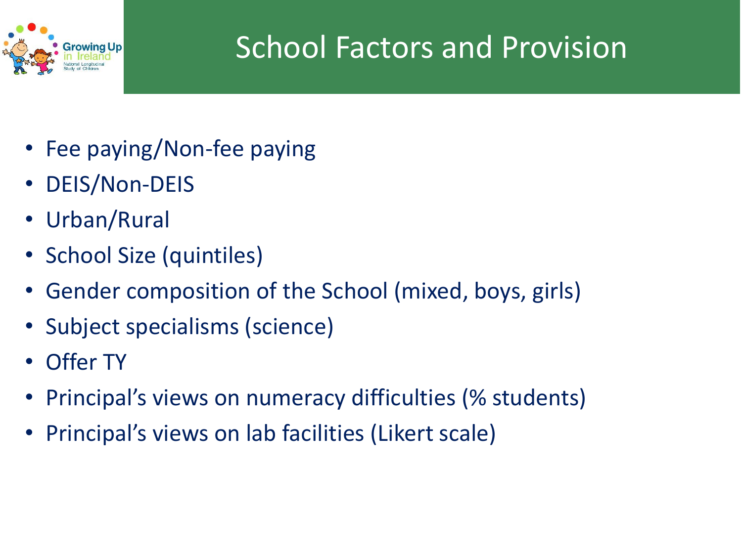# School Factors and Provision

- Fee paying/Non-fee paying
- DEIS/Non-DEIS
- Urban/Rural
- School Size (quintiles)
- Gender composition of the School (mixed, boys, girls)
- Subject specialisms (science)
- Offer TY
- Principal's views on numeracy difficulties (% students)
- Principal's views on lab facilities (Likert scale)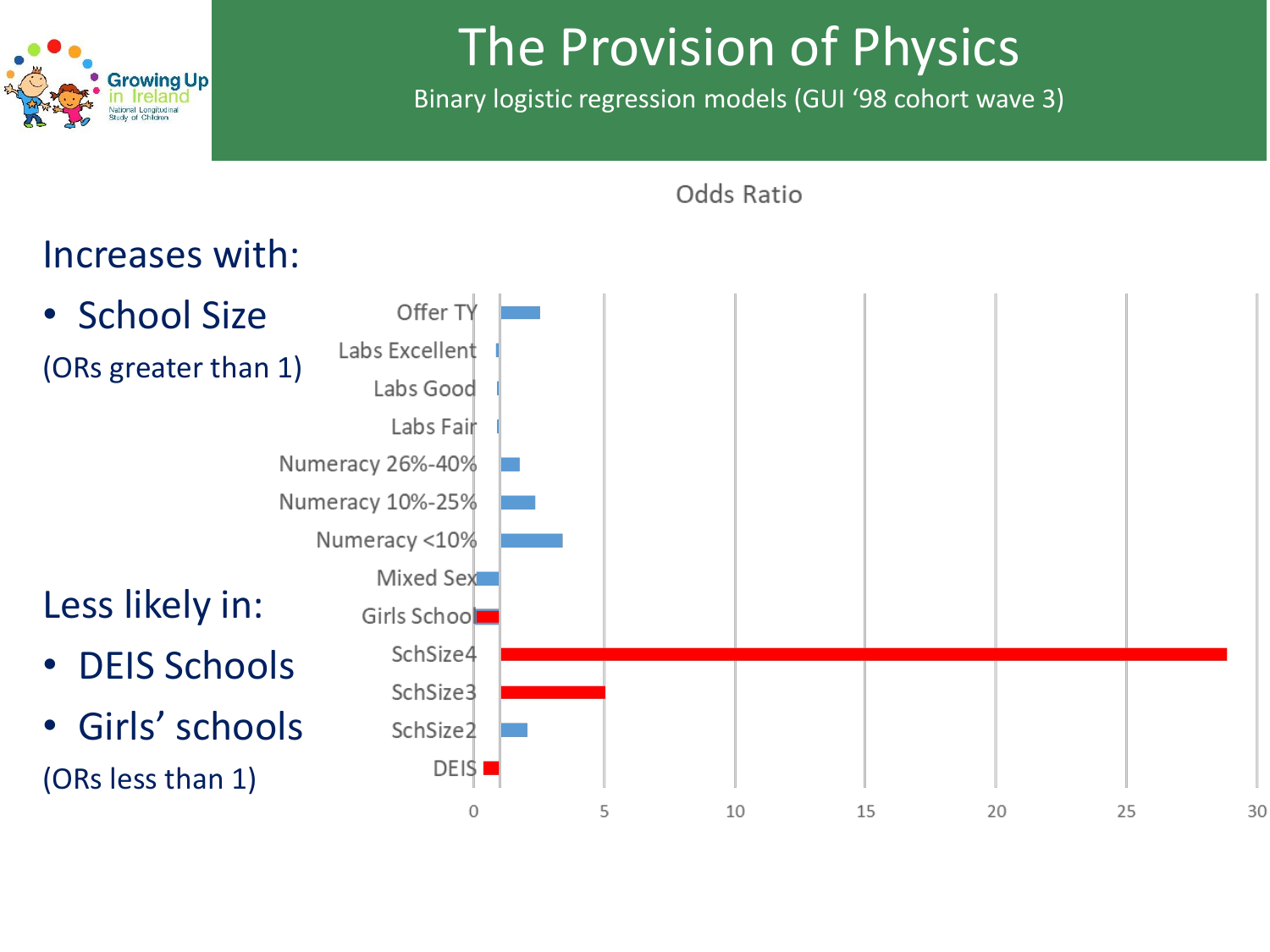# The Provision of Physics

Binary logistic regression models (GUI '98 cohort wave 3)

Increases with:

- School Size

(ORs greater than 1)

Less likely in:

- DEIS Schools
- Girls' schools

(ORs less than 1)

Odds Ratio

Offer TY
Labs Excellent
Labs Good
Labs Fair
Numeracy 26%-40%
Numeracy 10%-25%
Numeracy <10%
Mixed Sex
Girls School
SchSize4
SchSize3
SchSize2
DEIS

0 5 10 15 20 25 30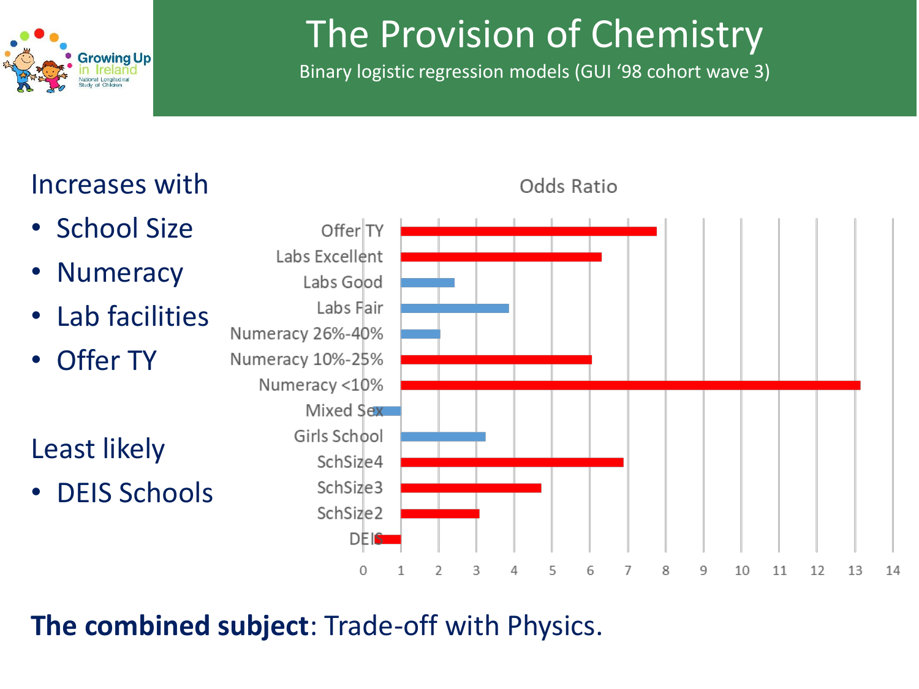# The Provision of Chemistry

Binary logistic regression models (GUI '98 cohort wave 3)

Increases with

- School Size
- Numeracy
- Lab facilities
- Offer TY

Least likely

- DEIS Schools

Odds Ratio

| Variable | Odds Ratio (approx.) |
|---|---|
| Offer TY | 7.8 |
| Labs Excellent | 6.3 |
| Labs Good | 2.4 |
| Labs Fair | 3.9 |
| Numeracy 26%-40% | 2.0 |
| Numeracy 10%-25% | 6.0 |
| Numeracy <10% | 13.1 |
| Mixed Sex | 0.3 |
| Girls School | 3.2 |
| SchSize4 | 6.9 |
| SchSize3 | 4.7 |
| SchSize2 | 3.1 |
| DEIS | 0.3 |

**The combined subject**: Trade-off with Physics.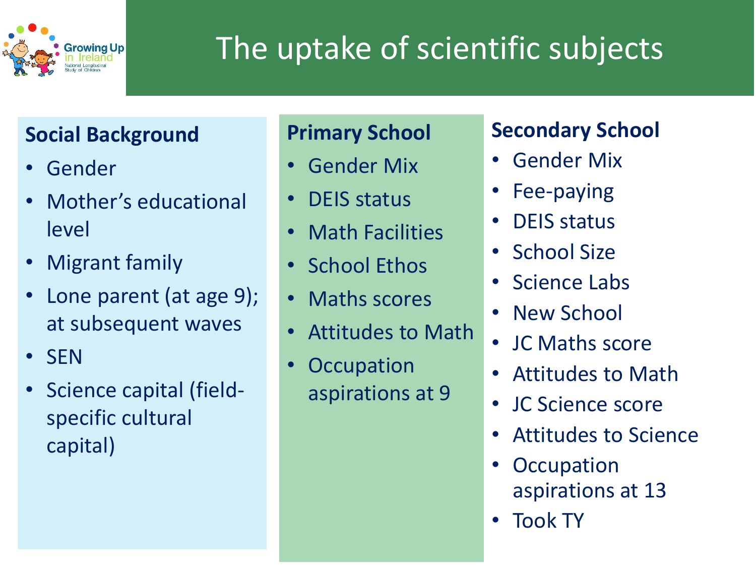# The uptake of scientific subjects

**Social Background**

- Gender
- Mother's educational level
- Migrant family
- Lone parent (at age 9); at subsequent waves
- SEN
- Science capital (field-specific cultural capital)

**Primary School**

- Gender Mix
- DEIS status
- Math Facilities
- School Ethos
- Maths scores
- Attitudes to Math
- Occupation aspirations at 9

**Secondary School**

- Gender Mix
- Fee-paying
- DEIS status
- School Size
- Science Labs
- New School
- JC Maths score
- Attitudes to Math
- JC Science score
- Attitudes to Science
- Occupation aspirations at 13
- Took TY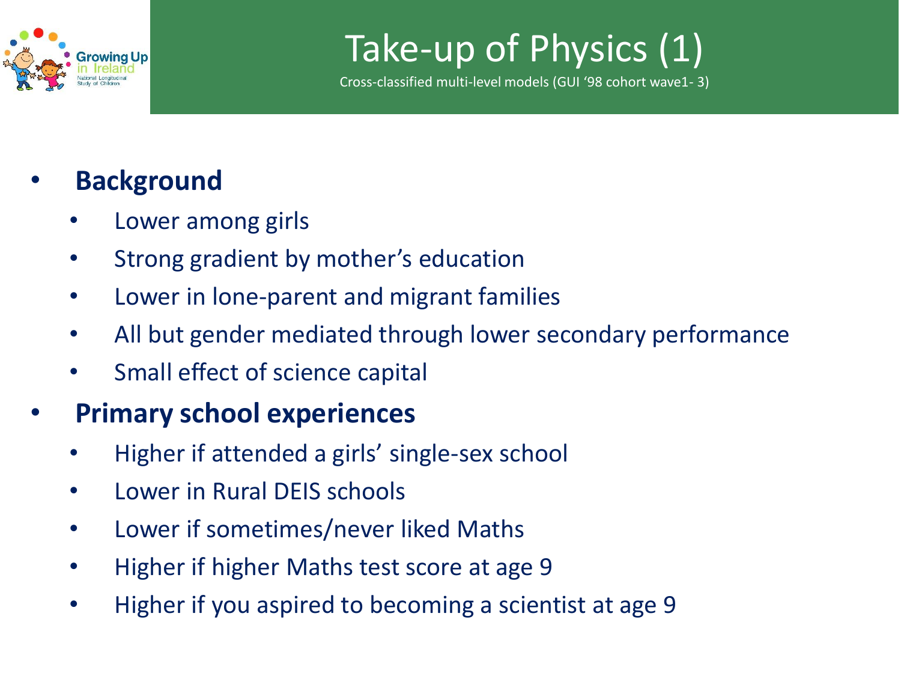# Take-up of Physics (1)

Cross-classified multi-level models (GUI '98 cohort wave1- 3)

- **Background**
  - Lower among girls
  - Strong gradient by mother's education
  - Lower in lone-parent and migrant families
  - All but gender mediated through lower secondary performance
  - Small effect of science capital
- **Primary school experiences**
  - Higher if attended a girls' single-sex school
  - Lower in Rural DEIS schools
  - Lower if sometimes/never liked Maths
  - Higher if higher Maths test score at age 9
  - Higher if you aspired to becoming a scientist at age 9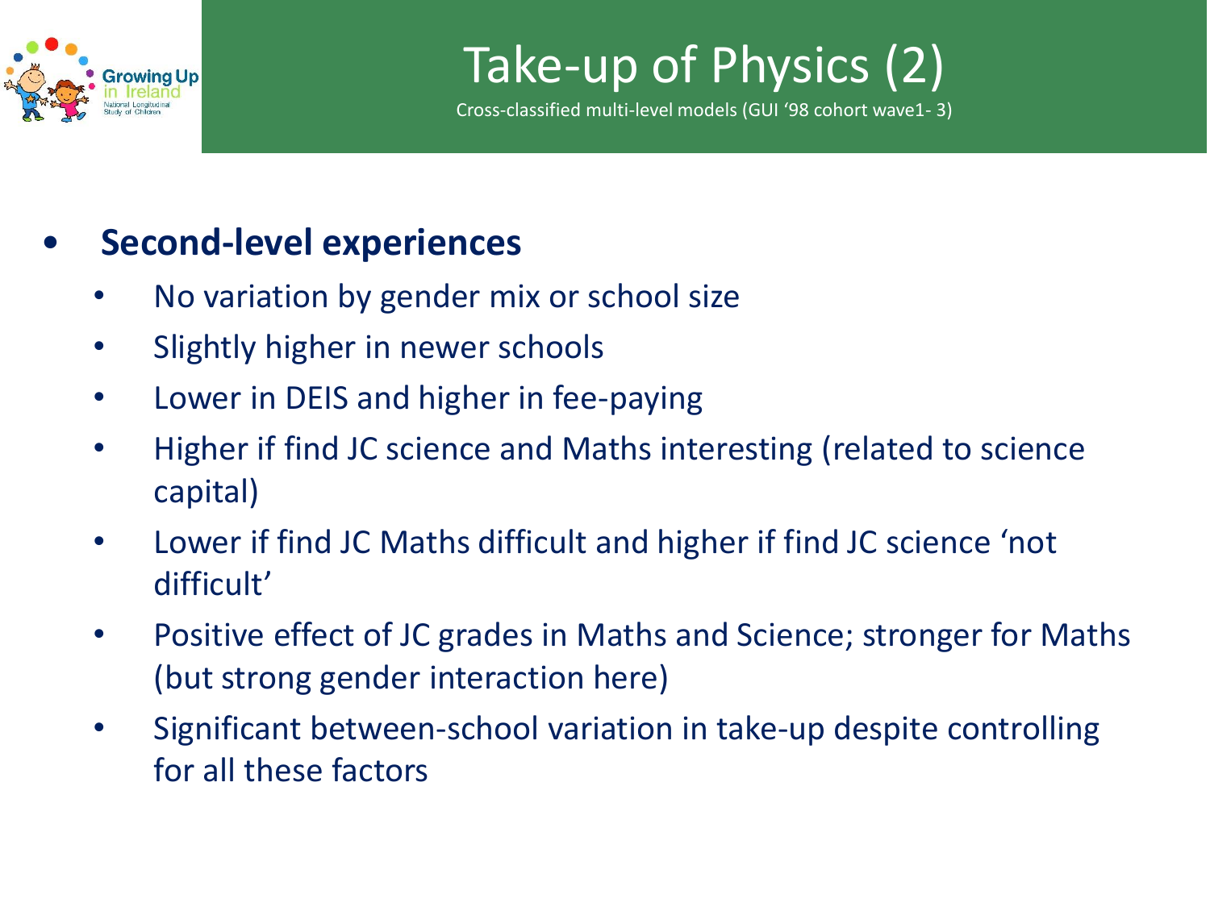# Take-up of Physics (2)

Cross-classified multi-level models (GUI '98 cohort wave1- 3)

- **Second-level experiences**
  - No variation by gender mix or school size
  - Slightly higher in newer schools
  - Lower in DEIS and higher in fee-paying
  - Higher if find JC science and Maths interesting (related to science capital)
  - Lower if find JC Maths difficult and higher if find JC science 'not difficult'
  - Positive effect of JC grades in Maths and Science; stronger for Maths (but strong gender interaction here)
  - Significant between-school variation in take-up despite controlling for all these factors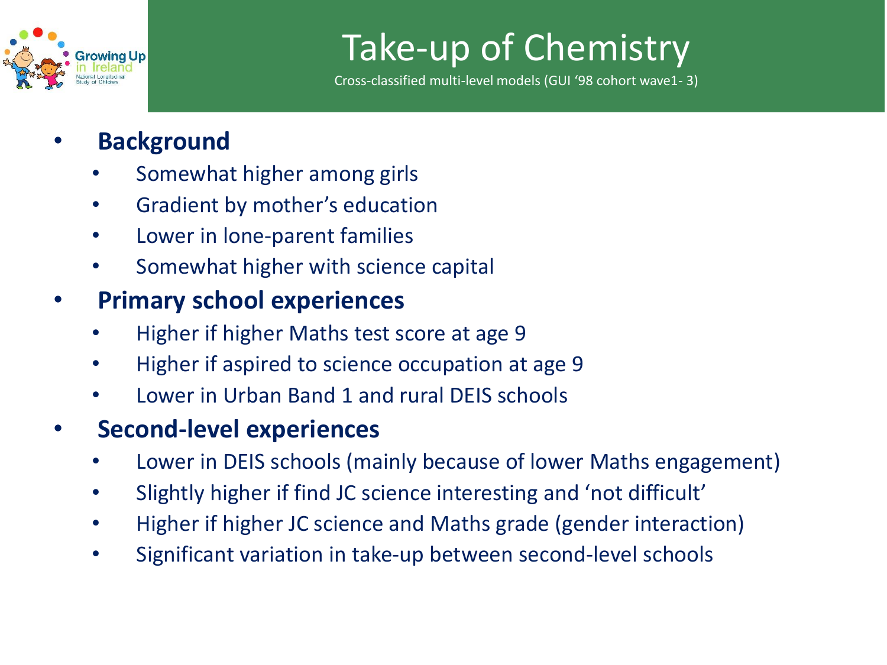# Take-up of Chemistry

Cross-classified multi-level models (GUI '98 cohort wave1- 3)

- **Background**
  - Somewhat higher among girls
  - Gradient by mother's education
  - Lower in lone-parent families
  - Somewhat higher with science capital
- **Primary school experiences**
  - Higher if higher Maths test score at age 9
  - Higher if aspired to science occupation at age 9
  - Lower in Urban Band 1 and rural DEIS schools
- **Second-level experiences**
  - Lower in DEIS schools (mainly because of lower Maths engagement)
  - Slightly higher if find JC science interesting and 'not difficult'
  - Higher if higher JC science and Maths grade (gender interaction)
  - Significant variation in take-up between second-level schools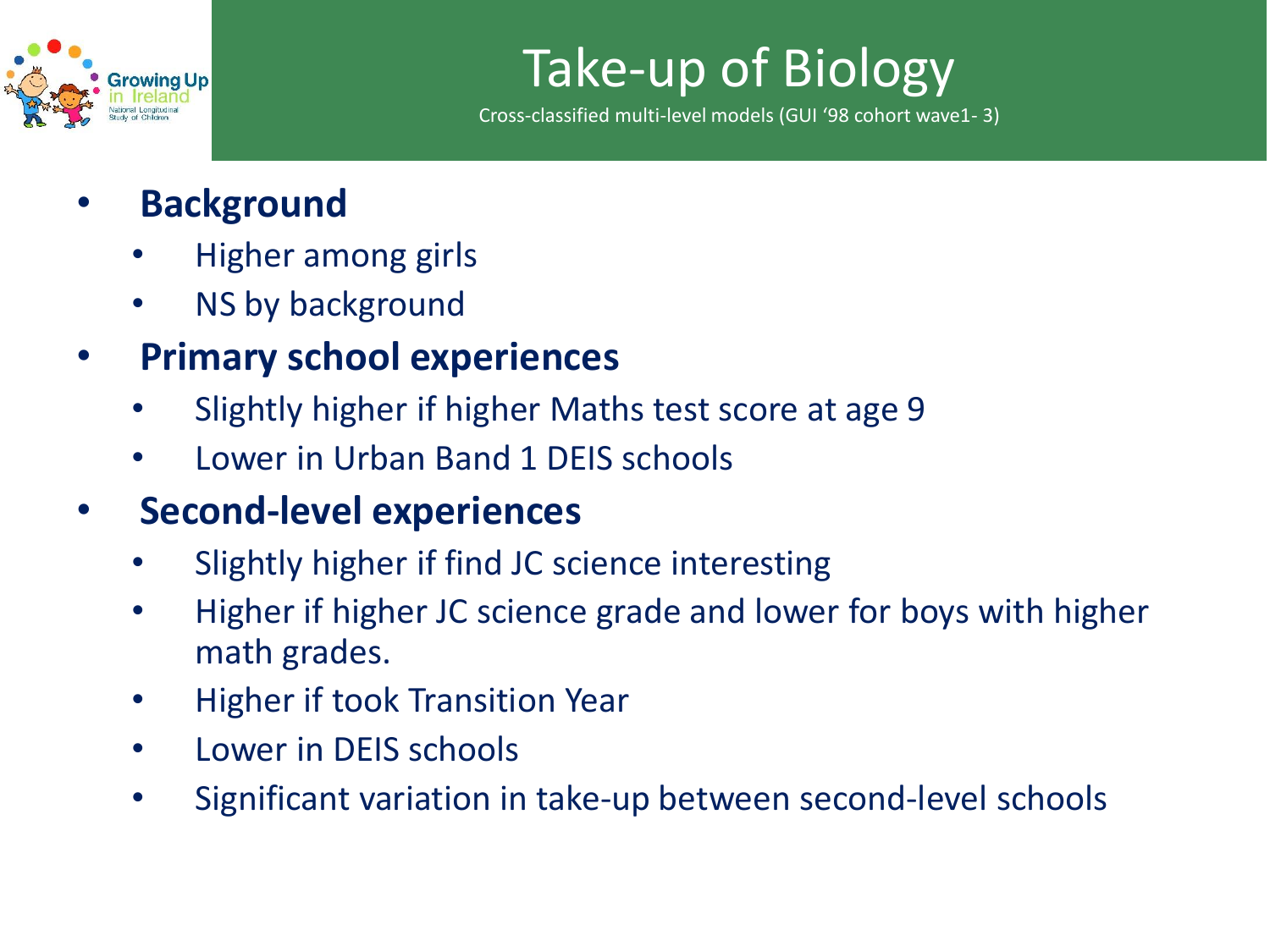# Take-up of Biology

Cross-classified multi-level models (GUI '98 cohort wave1- 3)

- **Background**
  - Higher among girls
  - NS by background
- **Primary school experiences**
  - Slightly higher if higher Maths test score at age 9
  - Lower in Urban Band 1 DEIS schools
- **Second-level experiences**
  - Slightly higher if find JC science interesting
  - Higher if higher JC science grade and lower for boys with higher math grades.
  - Higher if took Transition Year
  - Lower in DEIS schools
  - Significant variation in take-up between second-level schools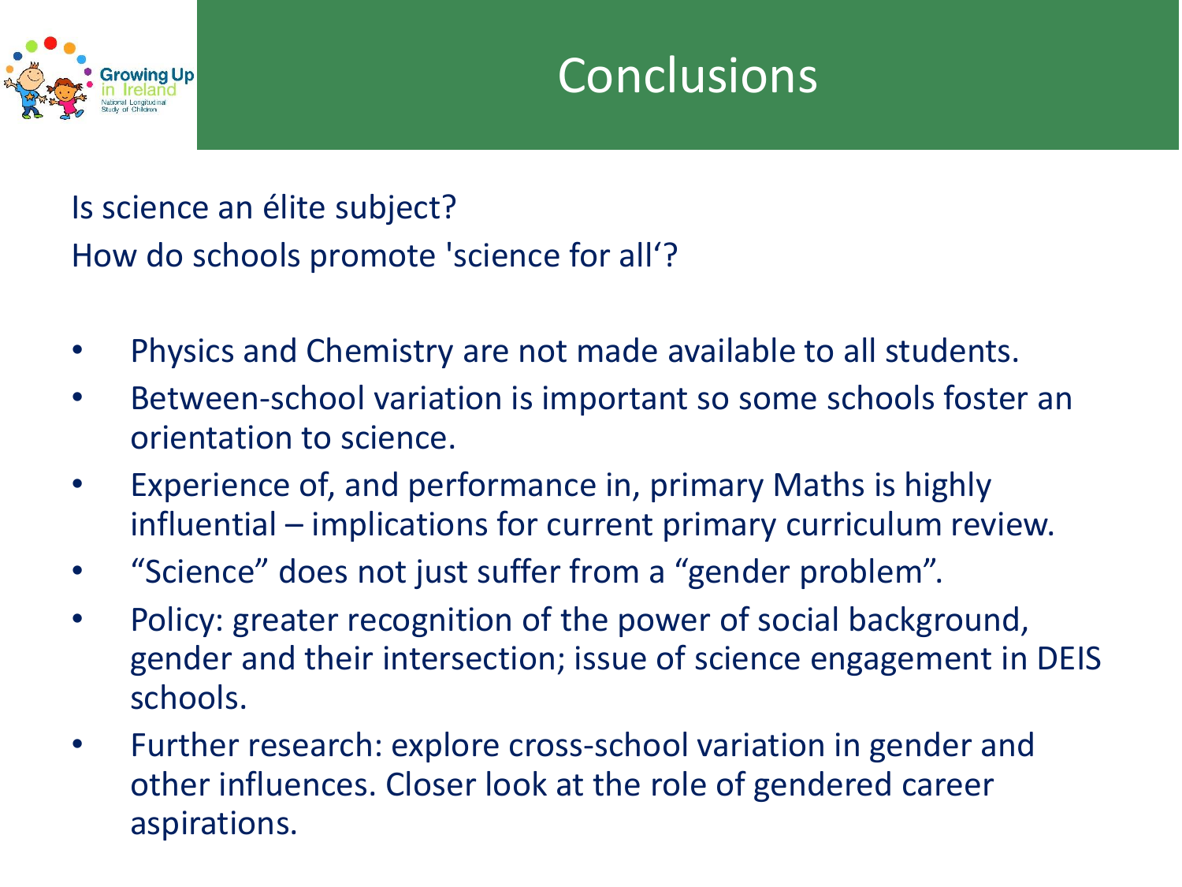# Conclusions

Is science an élite subject?

How do schools promote 'science for all'?

- Physics and Chemistry are not made available to all students.
- Between-school variation is important so some schools foster an orientation to science.
- Experience of, and performance in, primary Maths is highly influential – implications for current primary curriculum review.
- "Science" does not just suffer from a "gender problem".
- Policy: greater recognition of the power of social background, gender and their intersection; issue of science engagement in DEIS schools.
- Further research: explore cross-school variation in gender and other influences. Closer look at the role of gendered career aspirations.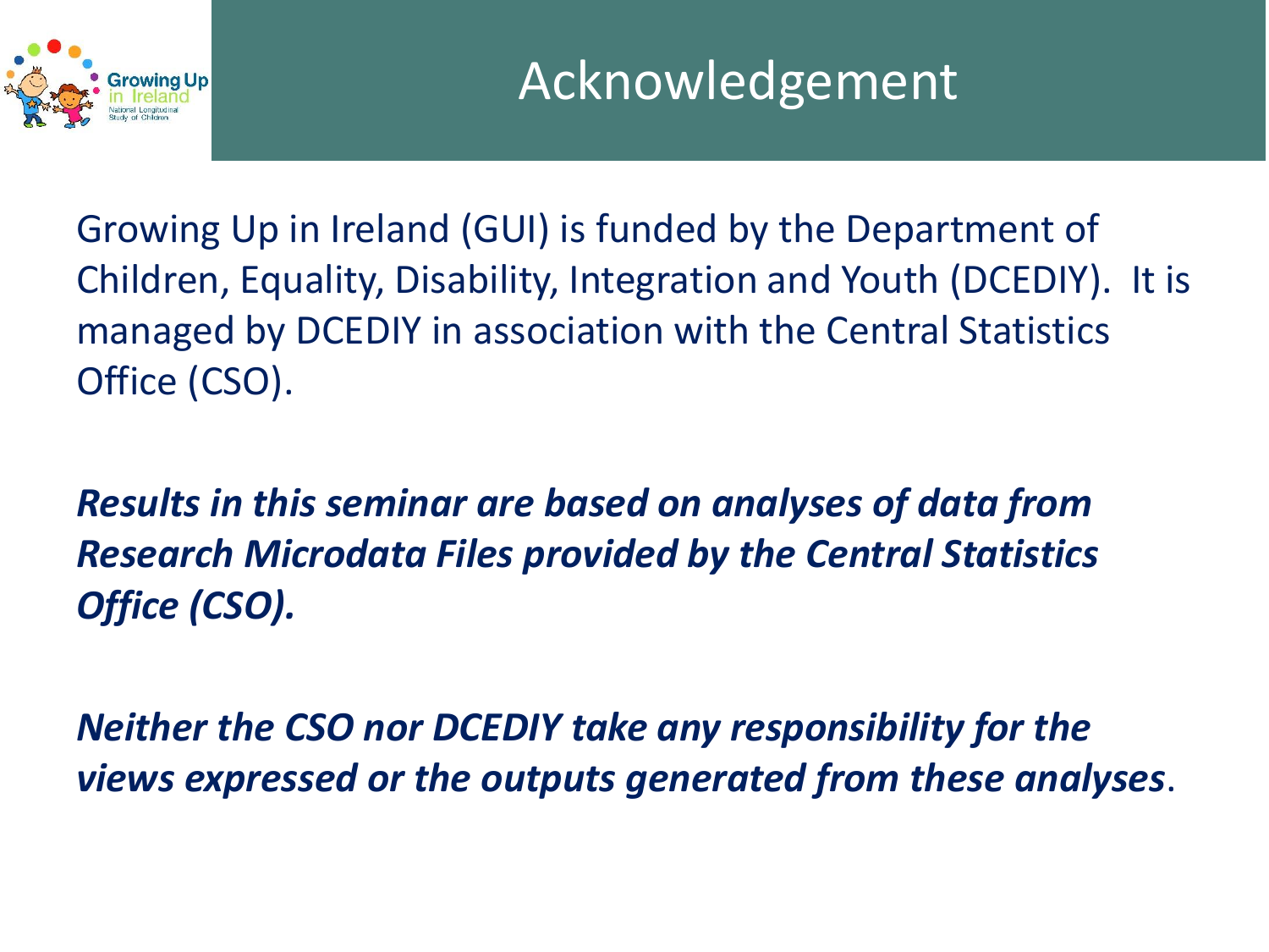# Acknowledgement

Growing Up in Ireland (GUI) is funded by the Department of Children, Equality, Disability, Integration and Youth (DCEDIY). It is managed by DCEDIY in association with the Central Statistics Office (CSO).

***Results in this seminar are based on analyses of data from Research Microdata Files provided by the Central Statistics Office (CSO).***

***Neither the CSO nor DCEDIY take any responsibility for the views expressed or the outputs generated from these analyses***.